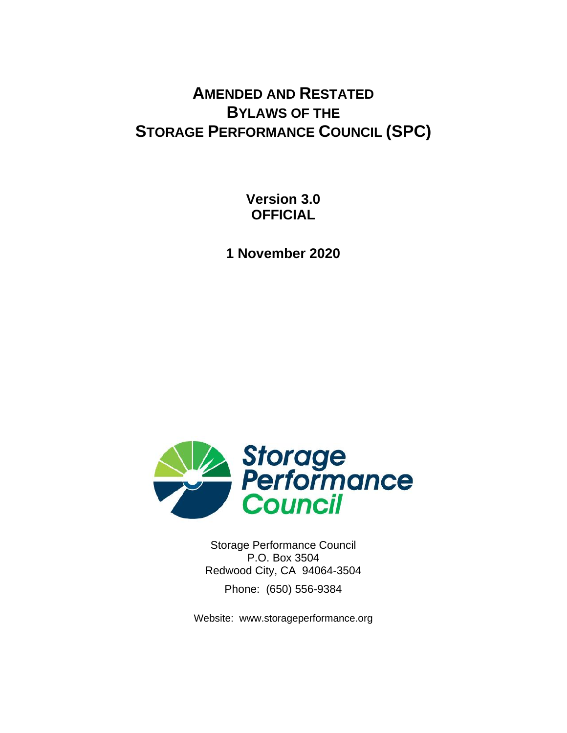# AMENDED AND RESTATED BYLAWS OF THE STORAGE PERFORMANCE COUNCIL (SPC)

**Version 3.0**
**OFFICIAL**

**1 November 2020**

Storage Performance Council
P.O. Box 3504
Redwood City, CA 94064-3504

Phone: (650) 556-9384

Website: www.storageperformance.org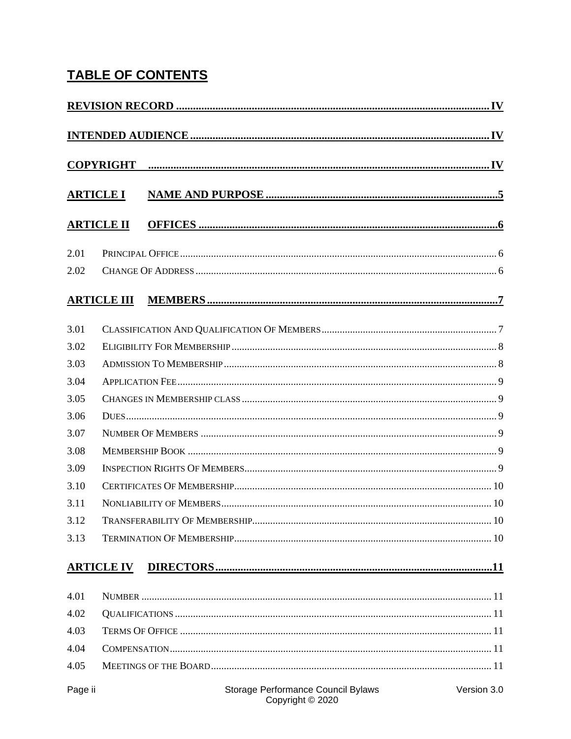## TABLE OF CONTENTS

**REVISION RECORD** ........ IV

**INTENDED AUDIENCE** ........ IV

**COPYRIGHT** ........ IV

**ARTICLE I NAME AND PURPOSE** ........ 5

**ARTICLE II OFFICES** ........ 6

2.01 Principal Office ........ 6
2.02 Change Of Address ........ 6

**ARTICLE III MEMBERS** ........ 7

3.01 Classification And Qualification Of Members ........ 7
3.02 Eligibility For Membership ........ 8
3.03 Admission To Membership ........ 8
3.04 Application Fee ........ 9
3.05 Changes in Membership class ........ 9
3.06 Dues ........ 9
3.07 Number Of Members ........ 9
3.08 Membership Book ........ 9
3.09 Inspection Rights Of Members ........ 9
3.10 Certificates Of Membership ........ 10
3.11 Nonliability of Members ........ 10
3.12 Transferability Of Membership ........ 10
3.13 Termination Of Membership ........ 10

**ARTICLE IV DIRECTORS** ........ 11

4.01 Number ........ 11
4.02 Qualifications ........ 11
4.03 Terms Of Office ........ 11
4.04 Compensation ........ 11
4.05 Meetings of the Board ........ 11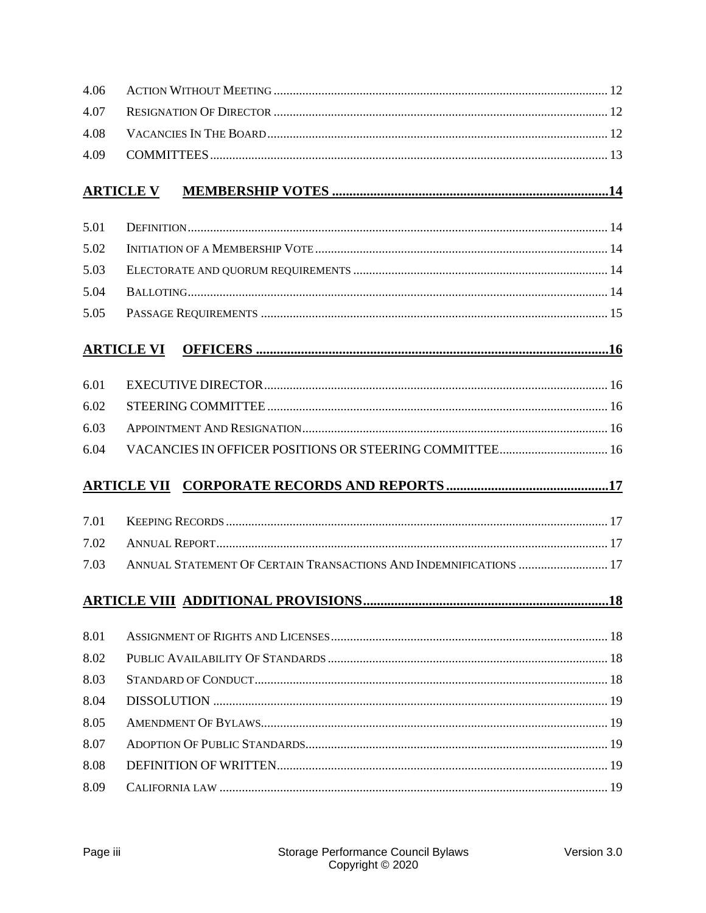4.06 Action Without Meeting ........ 12
4.07 Resignation Of Director ........ 12
4.08 Vacancies In The Board ........ 12
4.09 COMMITTEES ........ 13

**ARTICLE V MEMBERSHIP VOTES ........ 14**

5.01 Definition ........ 14
5.02 Initiation of a Membership Vote ........ 14
5.03 Electorate and quorum requirements ........ 14
5.04 Balloting ........ 14
5.05 Passage Requirements ........ 15

**ARTICLE VI OFFICERS ........ 16**

6.01 EXECUTIVE DIRECTOR ........ 16
6.02 STEERING COMMITTEE ........ 16
6.03 Appointment And Resignation ........ 16
6.04 VACANCIES IN OFFICER POSITIONS OR STEERING COMMITTEE ........ 16

**ARTICLE VII CORPORATE RECORDS AND REPORTS ........ 17**

7.01 Keeping Records ........ 17
7.02 Annual Report ........ 17
7.03 Annual Statement Of Certain Transactions And Indemnifications ........ 17

**ARTICLE VIII ADDITIONAL PROVISIONS ........ 18**

8.01 Assignment of Rights and Licenses ........ 18
8.02 Public Availability Of Standards ........ 18
8.03 Standard of Conduct ........ 18
8.04 DISSOLUTION ........ 19
8.05 Amendment Of Bylaws ........ 19
8.07 Adoption Of Public Standards ........ 19
8.08 DEFINITION OF WRITTEN ........ 19
8.09 California law ........ 19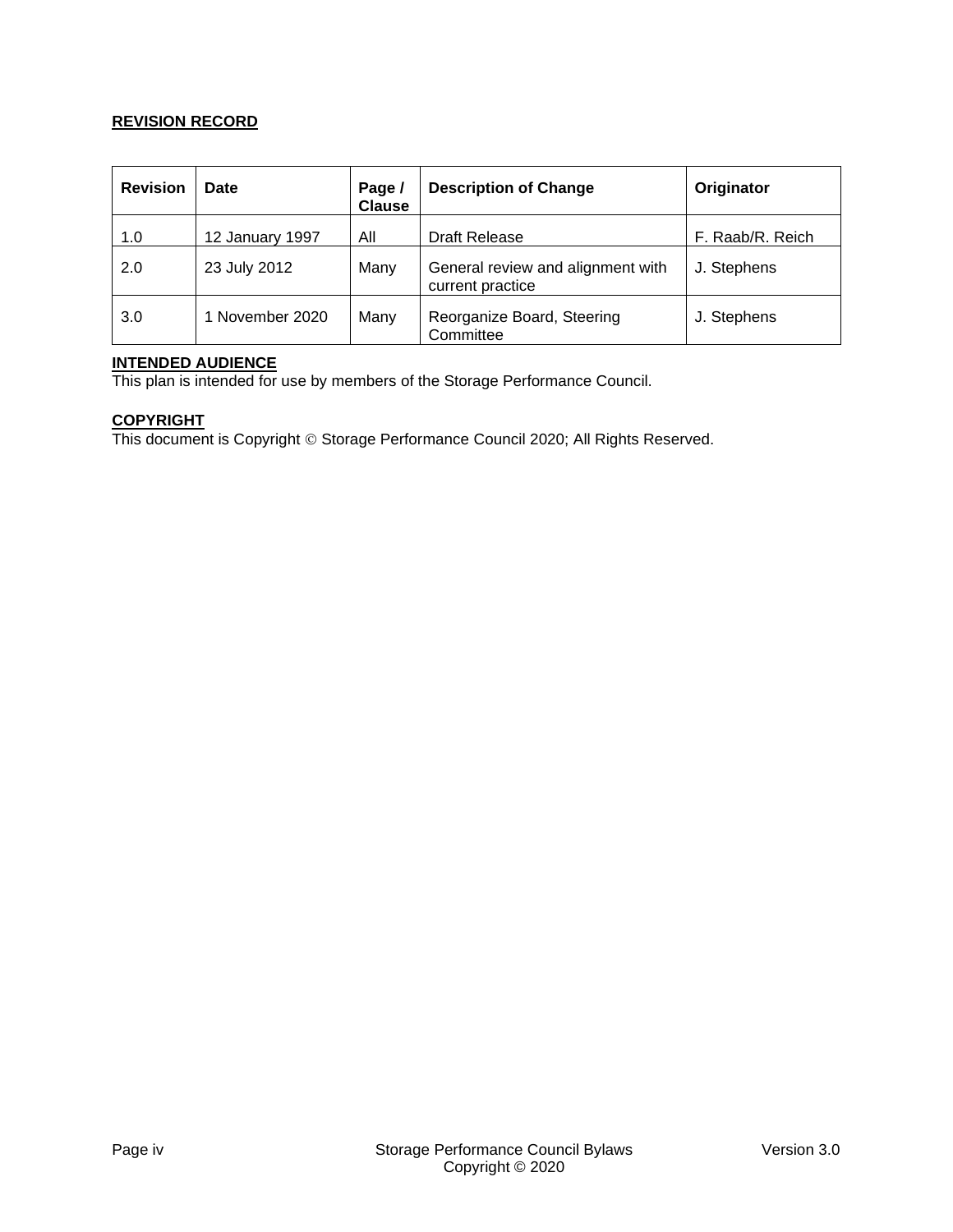**REVISION RECORD**

| Revision | Date | Page / Clause | Description of Change | Originator |
|---|---|---|---|---|
| 1.0 | 12 January 1997 | All | Draft Release | F. Raab/R. Reich |
| 2.0 | 23 July 2012 | Many | General review and alignment with current practice | J. Stephens |
| 3.0 | 1 November 2020 | Many | Reorganize Board, Steering Committee | J. Stephens |

**INTENDED AUDIENCE**

This plan is intended for use by members of the Storage Performance Council.

**COPYRIGHT**

This document is Copyright © Storage Performance Council 2020; All Rights Reserved.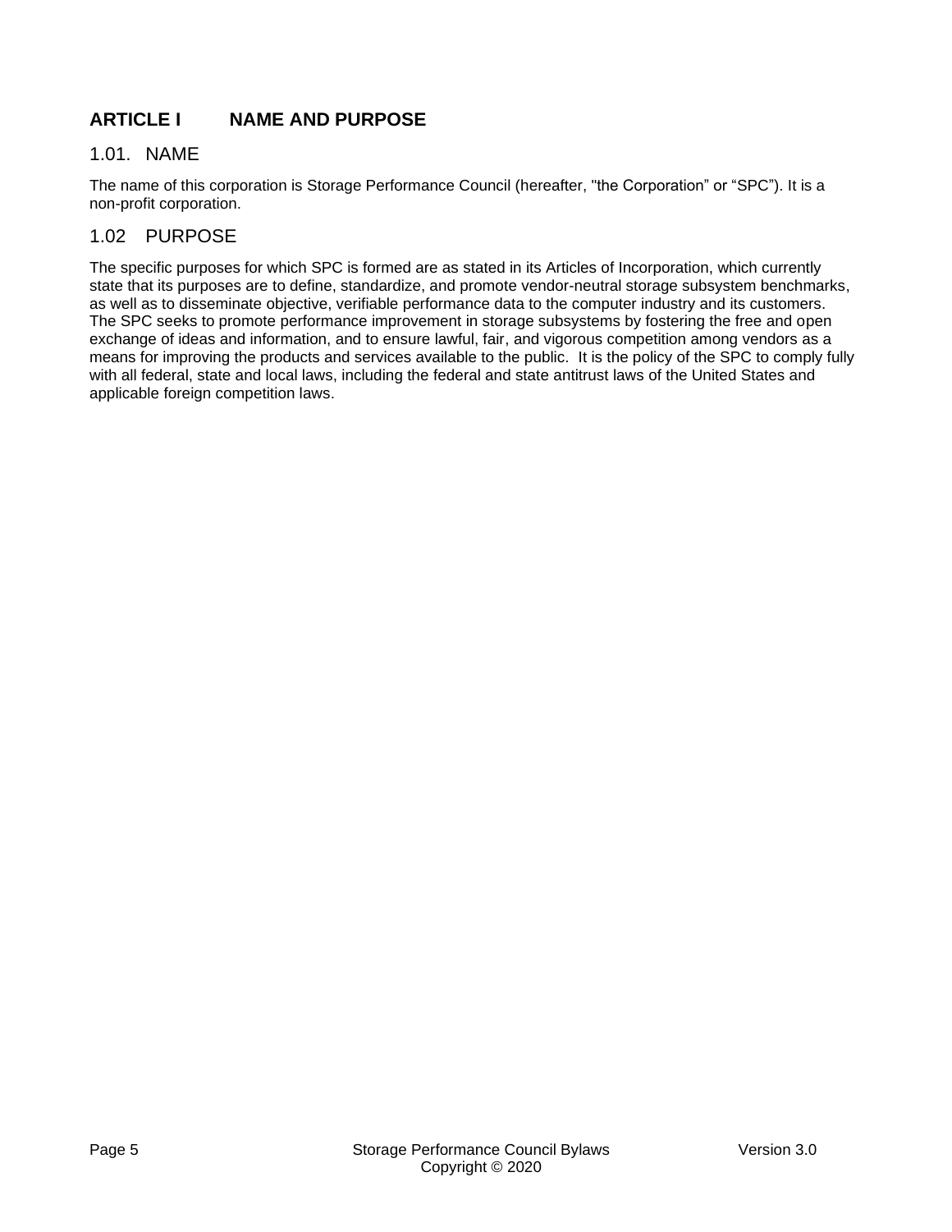# ARTICLE I NAME AND PURPOSE

## 1.01. NAME

The name of this corporation is Storage Performance Council (hereafter, "the Corporation" or "SPC"). It is a non-profit corporation.

## 1.02 PURPOSE

The specific purposes for which SPC is formed are as stated in its Articles of Incorporation, which currently state that its purposes are to define, standardize, and promote vendor-neutral storage subsystem benchmarks, as well as to disseminate objective, verifiable performance data to the computer industry and its customers. The SPC seeks to promote performance improvement in storage subsystems by fostering the free and open exchange of ideas and information, and to ensure lawful, fair, and vigorous competition among vendors as a means for improving the products and services available to the public. It is the policy of the SPC to comply fully with all federal, state and local laws, including the federal and state antitrust laws of the United States and applicable foreign competition laws.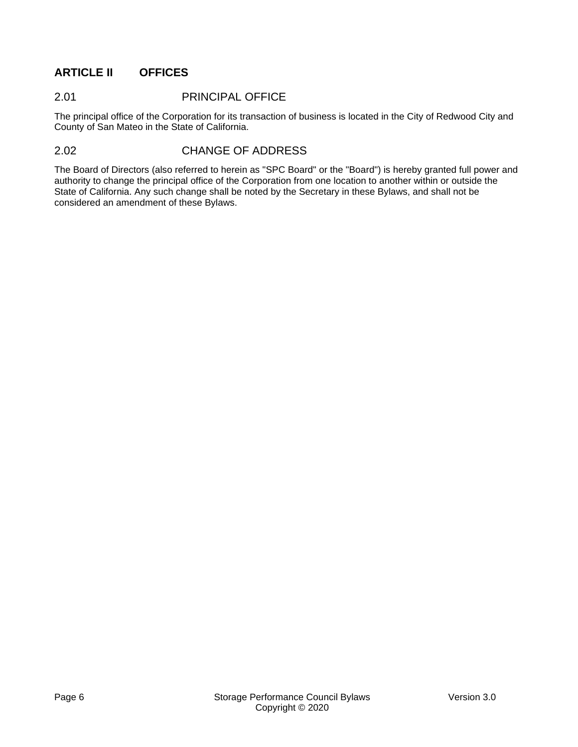## ARTICLE II OFFICES

### 2.01 PRINCIPAL OFFICE

The principal office of the Corporation for its transaction of business is located in the City of Redwood City and County of San Mateo in the State of California.

### 2.02 CHANGE OF ADDRESS

The Board of Directors (also referred to herein as "SPC Board" or the "Board") is hereby granted full power and authority to change the principal office of the Corporation from one location to another within or outside the State of California. Any such change shall be noted by the Secretary in these Bylaws, and shall not be considered an amendment of these Bylaws.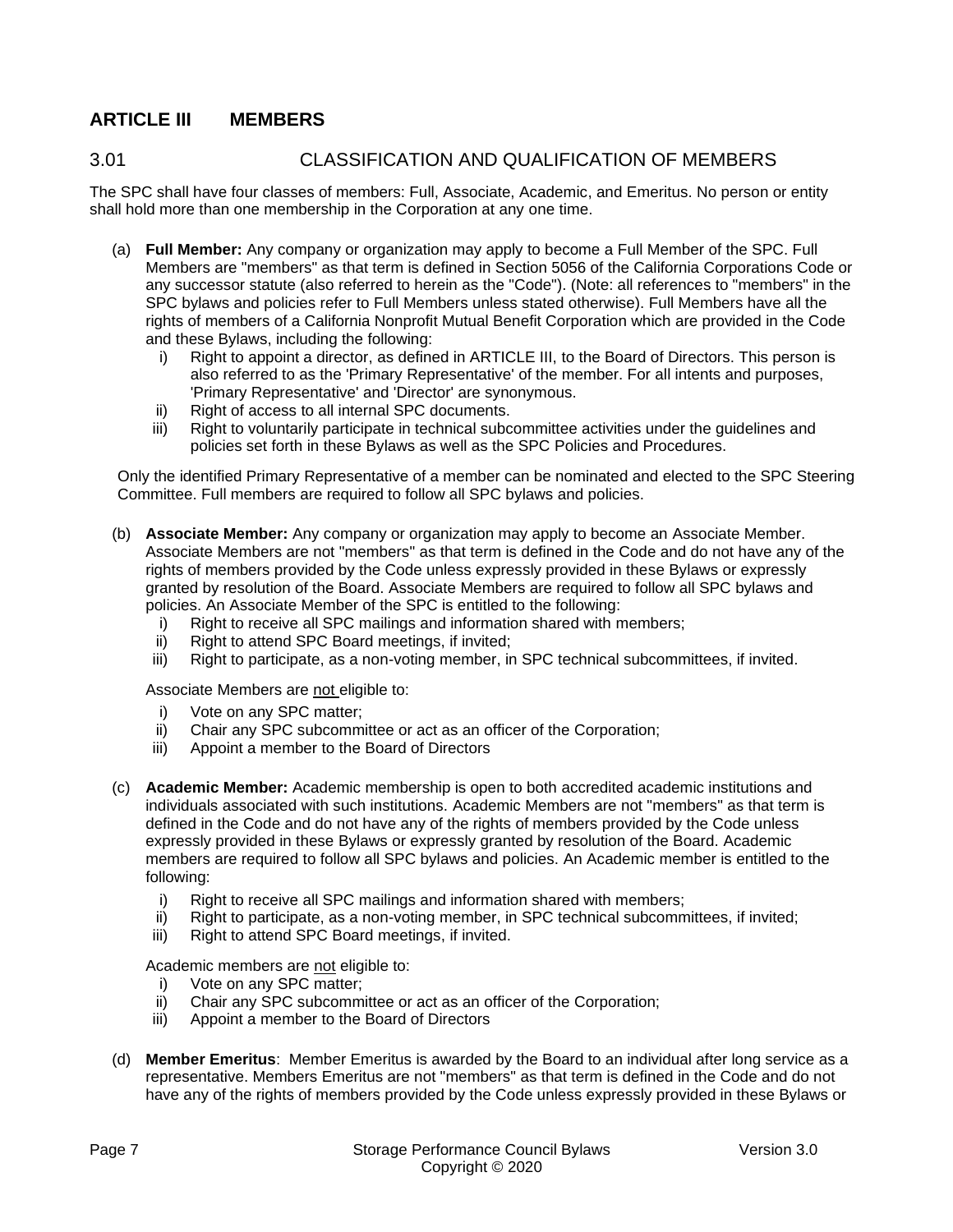# ARTICLE III MEMBERS

## 3.01 CLASSIFICATION AND QUALIFICATION OF MEMBERS

The SPC shall have four classes of members: Full, Associate, Academic, and Emeritus. No person or entity shall hold more than one membership in the Corporation at any one time.

(a) **Full Member:** Any company or organization may apply to become a Full Member of the SPC. Full Members are "members" as that term is defined in Section 5056 of the California Corporations Code or any successor statute (also referred to herein as the "Code"). (Note: all references to "members" in the SPC bylaws and policies refer to Full Members unless stated otherwise). Full Members have all the rights of members of a California Nonprofit Mutual Benefit Corporation which are provided in the Code and these Bylaws, including the following:

   i) Right to appoint a director, as defined in ARTICLE III, to the Board of Directors. This person is also referred to as the 'Primary Representative' of the member. For all intents and purposes, 'Primary Representative' and 'Director' are synonymous.
   ii) Right of access to all internal SPC documents.
   iii) Right to voluntarily participate in technical subcommittee activities under the guidelines and policies set forth in these Bylaws as well as the SPC Policies and Procedures.

   Only the identified Primary Representative of a member can be nominated and elected to the SPC Steering Committee. Full members are required to follow all SPC bylaws and policies.

(b) **Associate Member:** Any company or organization may apply to become an Associate Member. Associate Members are not "members" as that term is defined in the Code and do not have any of the rights of members provided by the Code unless expressly provided in these Bylaws or expressly granted by resolution of the Board. Associate Members are required to follow all SPC bylaws and policies. An Associate Member of the SPC is entitled to the following:

   i) Right to receive all SPC mailings and information shared with members;
   ii) Right to attend SPC Board meetings, if invited;
   iii) Right to participate, as a non-voting member, in SPC technical subcommittees, if invited.

   Associate Members are not eligible to:

   i) Vote on any SPC matter;
   ii) Chair any SPC subcommittee or act as an officer of the Corporation;
   iii) Appoint a member to the Board of Directors

(c) **Academic Member:** Academic membership is open to both accredited academic institutions and individuals associated with such institutions. Academic Members are not "members" as that term is defined in the Code and do not have any of the rights of members provided by the Code unless expressly provided in these Bylaws or expressly granted by resolution of the Board. Academic members are required to follow all SPC bylaws and policies. An Academic member is entitled to the following:

   i) Right to receive all SPC mailings and information shared with members;
   ii) Right to participate, as a non-voting member, in SPC technical subcommittees, if invited;
   iii) Right to attend SPC Board meetings, if invited.

   Academic members are not eligible to:

   i) Vote on any SPC matter;
   ii) Chair any SPC subcommittee or act as an officer of the Corporation;
   iii) Appoint a member to the Board of Directors

(d) **Member Emeritus**: Member Emeritus is awarded by the Board to an individual after long service as a representative. Members Emeritus are not "members" as that term is defined in the Code and do not have any of the rights of members provided by the Code unless expressly provided in these Bylaws or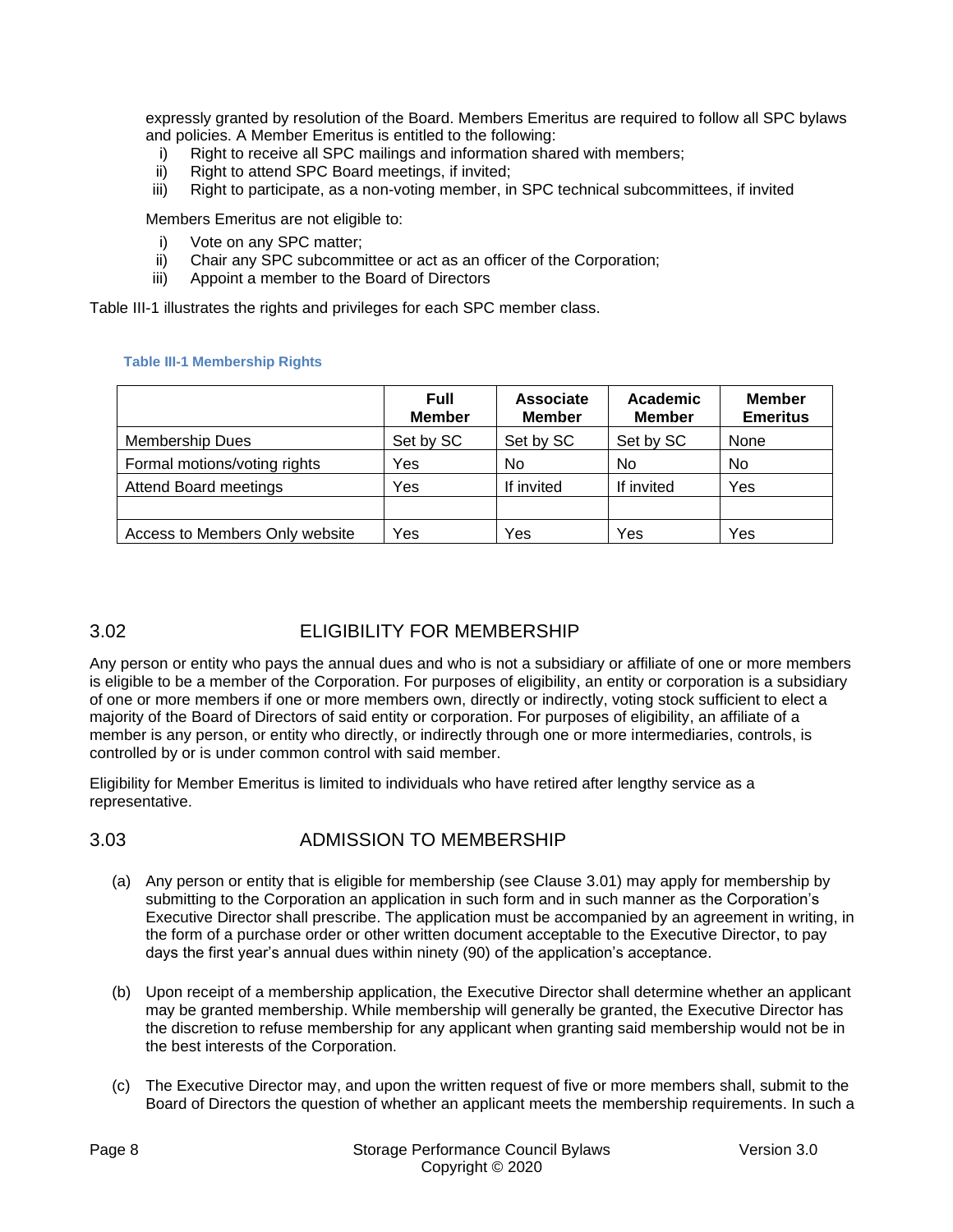expressly granted by resolution of the Board. Members Emeritus are required to follow all SPC bylaws and policies. A Member Emeritus is entitled to the following:

i) Right to receive all SPC mailings and information shared with members;
ii) Right to attend SPC Board meetings, if invited;
iii) Right to participate, as a non-voting member, in SPC technical subcommittees, if invited

Members Emeritus are not eligible to:

i) Vote on any SPC matter;
ii) Chair any SPC subcommittee or act as an officer of the Corporation;
iii) Appoint a member to the Board of Directors

Table III-1 illustrates the rights and privileges for each SPC member class.

**Table III-1 Membership Rights**

| | Full Member | Associate Member | Academic Member | Member Emeritus |
|---|---|---|---|---|
| Membership Dues | Set by SC | Set by SC | Set by SC | None |
| Formal motions/voting rights | Yes | No | No | No |
| Attend Board meetings | Yes | If invited | If invited | Yes |
| | | | | |
| Access to Members Only website | Yes | Yes | Yes | Yes |

## 3.02 ELIGIBILITY FOR MEMBERSHIP

Any person or entity who pays the annual dues and who is not a subsidiary or affiliate of one or more members is eligible to be a member of the Corporation. For purposes of eligibility, an entity or corporation is a subsidiary of one or more members if one or more members own, directly or indirectly, voting stock sufficient to elect a majority of the Board of Directors of said entity or corporation. For purposes of eligibility, an affiliate of a member is any person, or entity who directly, or indirectly through one or more intermediaries, controls, is controlled by or is under common control with said member.

Eligibility for Member Emeritus is limited to individuals who have retired after lengthy service as a representative.

## 3.03 ADMISSION TO MEMBERSHIP

(a) Any person or entity that is eligible for membership (see Clause 3.01) may apply for membership by submitting to the Corporation an application in such form and in such manner as the Corporation's Executive Director shall prescribe. The application must be accompanied by an agreement in writing, in the form of a purchase order or other written document acceptable to the Executive Director, to pay days the first year's annual dues within ninety (90) of the application's acceptance.

(b) Upon receipt of a membership application, the Executive Director shall determine whether an applicant may be granted membership. While membership will generally be granted, the Executive Director has the discretion to refuse membership for any applicant when granting said membership would not be in the best interests of the Corporation.

(c) The Executive Director may, and upon the written request of five or more members shall, submit to the Board of Directors the question of whether an applicant meets the membership requirements. In such a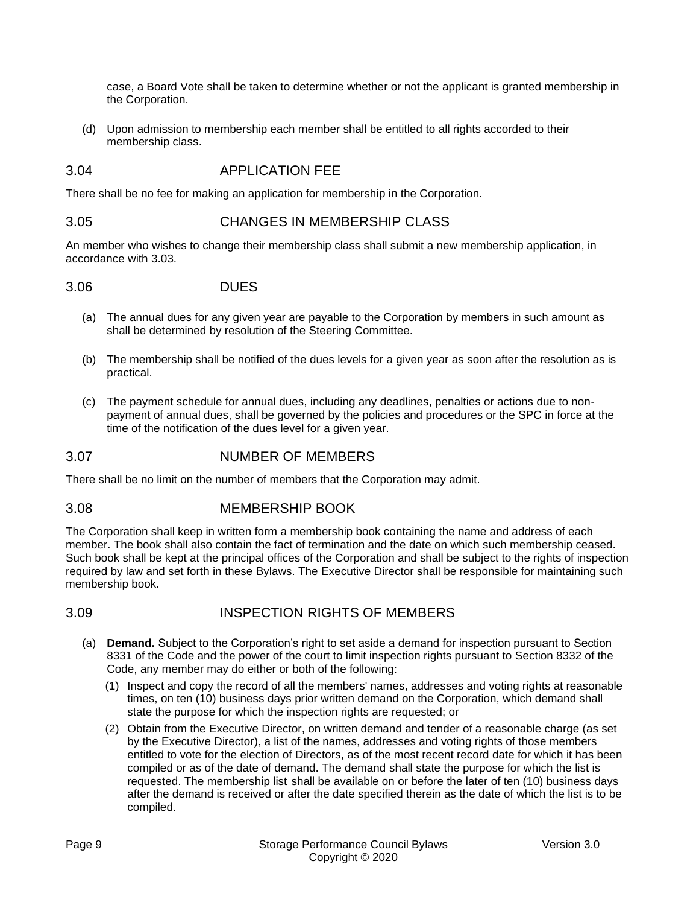case, a Board Vote shall be taken to determine whether or not the applicant is granted membership in the Corporation.

(d) Upon admission to membership each member shall be entitled to all rights accorded to their membership class.

## 3.04 APPLICATION FEE

There shall be no fee for making an application for membership in the Corporation.

## 3.05 CHANGES IN MEMBERSHIP CLASS

An member who wishes to change their membership class shall submit a new membership application, in accordance with 3.03.

## 3.06 DUES

(a) The annual dues for any given year are payable to the Corporation by members in such amount as shall be determined by resolution of the Steering Committee.

(b) The membership shall be notified of the dues levels for a given year as soon after the resolution as is practical.

(c) The payment schedule for annual dues, including any deadlines, penalties or actions due to non-payment of annual dues, shall be governed by the policies and procedures or the SPC in force at the time of the notification of the dues level for a given year.

## 3.07 NUMBER OF MEMBERS

There shall be no limit on the number of members that the Corporation may admit.

## 3.08 MEMBERSHIP BOOK

The Corporation shall keep in written form a membership book containing the name and address of each member. The book shall also contain the fact of termination and the date on which such membership ceased. Such book shall be kept at the principal offices of the Corporation and shall be subject to the rights of inspection required by law and set forth in these Bylaws. The Executive Director shall be responsible for maintaining such membership book.

## 3.09 INSPECTION RIGHTS OF MEMBERS

(a) **Demand.** Subject to the Corporation's right to set aside a demand for inspection pursuant to Section 8331 of the Code and the power of the court to limit inspection rights pursuant to Section 8332 of the Code, any member may do either or both of the following:

(1) Inspect and copy the record of all the members' names, addresses and voting rights at reasonable times, on ten (10) business days prior written demand on the Corporation, which demand shall state the purpose for which the inspection rights are requested; or

(2) Obtain from the Executive Director, on written demand and tender of a reasonable charge (as set by the Executive Director), a list of the names, addresses and voting rights of those members entitled to vote for the election of Directors, as of the most recent record date for which it has been compiled or as of the date of demand. The demand shall state the purpose for which the list is requested. The membership list shall be available on or before the later of ten (10) business days after the demand is received or after the date specified therein as the date of which the list is to be compiled.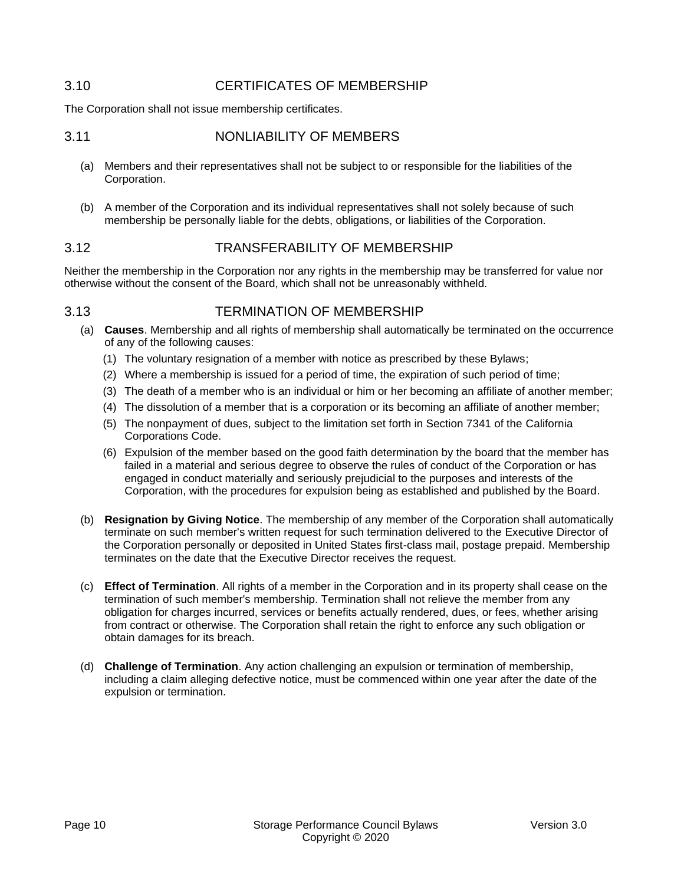## 3.10 CERTIFICATES OF MEMBERSHIP

The Corporation shall not issue membership certificates.

## 3.11 NONLIABILITY OF MEMBERS

(a) Members and their representatives shall not be subject to or responsible for the liabilities of the Corporation.

(b) A member of the Corporation and its individual representatives shall not solely because of such membership be personally liable for the debts, obligations, or liabilities of the Corporation.

## 3.12 TRANSFERABILITY OF MEMBERSHIP

Neither the membership in the Corporation nor any rights in the membership may be transferred for value nor otherwise without the consent of the Board, which shall not be unreasonably withheld.

## 3.13 TERMINATION OF MEMBERSHIP

(a) **Causes**. Membership and all rights of membership shall automatically be terminated on the occurrence of any of the following causes:

(1) The voluntary resignation of a member with notice as prescribed by these Bylaws;

(2) Where a membership is issued for a period of time, the expiration of such period of time;

(3) The death of a member who is an individual or him or her becoming an affiliate of another member;

(4) The dissolution of a member that is a corporation or its becoming an affiliate of another member;

(5) The nonpayment of dues, subject to the limitation set forth in Section 7341 of the California Corporations Code.

(6) Expulsion of the member based on the good faith determination by the board that the member has failed in a material and serious degree to observe the rules of conduct of the Corporation or has engaged in conduct materially and seriously prejudicial to the purposes and interests of the Corporation, with the procedures for expulsion being as established and published by the Board.

(b) **Resignation by Giving Notice**. The membership of any member of the Corporation shall automatically terminate on such member's written request for such termination delivered to the Executive Director of the Corporation personally or deposited in United States first-class mail, postage prepaid. Membership terminates on the date that the Executive Director receives the request.

(c) **Effect of Termination**. All rights of a member in the Corporation and in its property shall cease on the termination of such member's membership. Termination shall not relieve the member from any obligation for charges incurred, services or benefits actually rendered, dues, or fees, whether arising from contract or otherwise. The Corporation shall retain the right to enforce any such obligation or obtain damages for its breach.

(d) **Challenge of Termination**. Any action challenging an expulsion or termination of membership, including a claim alleging defective notice, must be commenced within one year after the date of the expulsion or termination.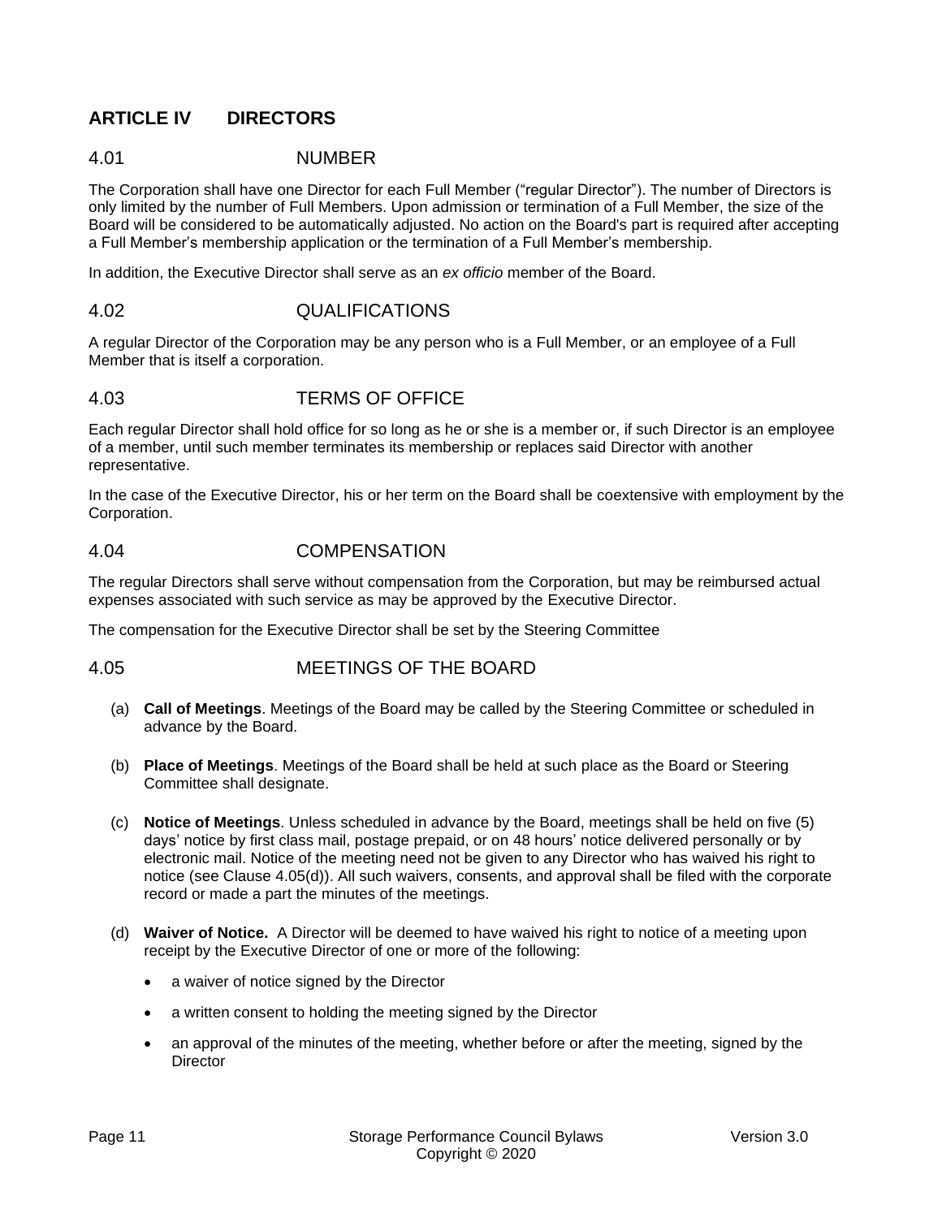## ARTICLE IV DIRECTORS

### 4.01 NUMBER

The Corporation shall have one Director for each Full Member ("regular Director"). The number of Directors is only limited by the number of Full Members. Upon admission or termination of a Full Member, the size of the Board will be considered to be automatically adjusted. No action on the Board's part is required after accepting a Full Member's membership application or the termination of a Full Member's membership.

In addition, the Executive Director shall serve as an *ex officio* member of the Board.

### 4.02 QUALIFICATIONS

A regular Director of the Corporation may be any person who is a Full Member, or an employee of a Full Member that is itself a corporation.

### 4.03 TERMS OF OFFICE

Each regular Director shall hold office for so long as he or she is a member or, if such Director is an employee of a member, until such member terminates its membership or replaces said Director with another representative.

In the case of the Executive Director, his or her term on the Board shall be coextensive with employment by the Corporation.

### 4.04 COMPENSATION

The regular Directors shall serve without compensation from the Corporation, but may be reimbursed actual expenses associated with such service as may be approved by the Executive Director.

The compensation for the Executive Director shall be set by the Steering Committee

### 4.05 MEETINGS OF THE BOARD

(a) **Call of Meetings**. Meetings of the Board may be called by the Steering Committee or scheduled in advance by the Board.

(b) **Place of Meetings**. Meetings of the Board shall be held at such place as the Board or Steering Committee shall designate.

(c) **Notice of Meetings**. Unless scheduled in advance by the Board, meetings shall be held on five (5) days' notice by first class mail, postage prepaid, or on 48 hours' notice delivered personally or by electronic mail. Notice of the meeting need not be given to any Director who has waived his right to notice (see Clause 4.05(d)). All such waivers, consents, and approval shall be filed with the corporate record or made a part the minutes of the meetings.

(d) **Waiver of Notice.** A Director will be deemed to have waived his right to notice of a meeting upon receipt by the Executive Director of one or more of the following:

- a waiver of notice signed by the Director
- a written consent to holding the meeting signed by the Director
- an approval of the minutes of the meeting, whether before or after the meeting, signed by the Director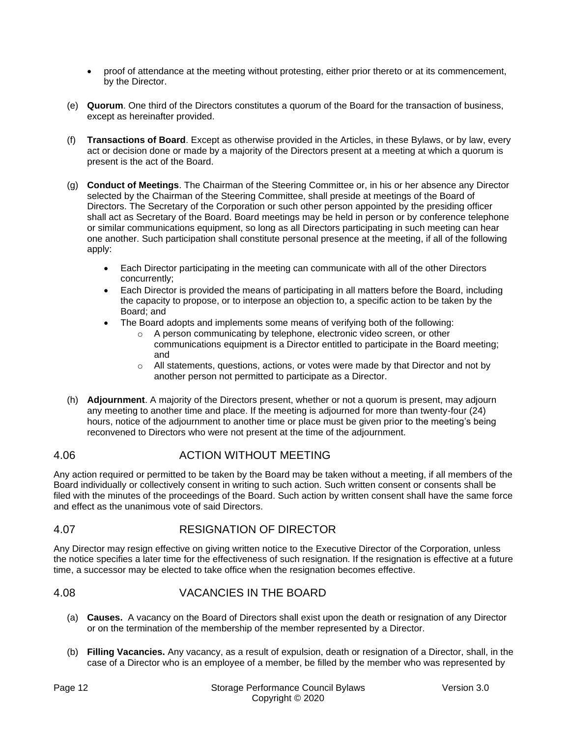- proof of attendance at the meeting without protesting, either prior thereto or at its commencement, by the Director.

(e) **Quorum**. One third of the Directors constitutes a quorum of the Board for the transaction of business, except as hereinafter provided.

(f) **Transactions of Board**. Except as otherwise provided in the Articles, in these Bylaws, or by law, every act or decision done or made by a majority of the Directors present at a meeting at which a quorum is present is the act of the Board.

(g) **Conduct of Meetings**. The Chairman of the Steering Committee or, in his or her absence any Director selected by the Chairman of the Steering Committee, shall preside at meetings of the Board of Directors. The Secretary of the Corporation or such other person appointed by the presiding officer shall act as Secretary of the Board. Board meetings may be held in person or by conference telephone or similar communications equipment, so long as all Directors participating in such meeting can hear one another. Such participation shall constitute personal presence at the meeting, if all of the following apply:

- Each Director participating in the meeting can communicate with all of the other Directors concurrently;
- Each Director is provided the means of participating in all matters before the Board, including the capacity to propose, or to interpose an objection to, a specific action to be taken by the Board; and
- The Board adopts and implements some means of verifying both of the following:
  - A person communicating by telephone, electronic video screen, or other communications equipment is a Director entitled to participate in the Board meeting; and
  - All statements, questions, actions, or votes were made by that Director and not by another person not permitted to participate as a Director.

(h) **Adjournment**. A majority of the Directors present, whether or not a quorum is present, may adjourn any meeting to another time and place. If the meeting is adjourned for more than twenty-four (24) hours, notice of the adjournment to another time or place must be given prior to the meeting's being reconvened to Directors who were not present at the time of the adjournment.

## 4.06 ACTION WITHOUT MEETING

Any action required or permitted to be taken by the Board may be taken without a meeting, if all members of the Board individually or collectively consent in writing to such action. Such written consent or consents shall be filed with the minutes of the proceedings of the Board. Such action by written consent shall have the same force and effect as the unanimous vote of said Directors.

## 4.07 RESIGNATION OF DIRECTOR

Any Director may resign effective on giving written notice to the Executive Director of the Corporation, unless the notice specifies a later time for the effectiveness of such resignation. If the resignation is effective at a future time, a successor may be elected to take office when the resignation becomes effective.

## 4.08 VACANCIES IN THE BOARD

(a) **Causes.** A vacancy on the Board of Directors shall exist upon the death or resignation of any Director or on the termination of the membership of the member represented by a Director.

(b) **Filling Vacancies.** Any vacancy, as a result of expulsion, death or resignation of a Director, shall, in the case of a Director who is an employee of a member, be filled by the member who was represented by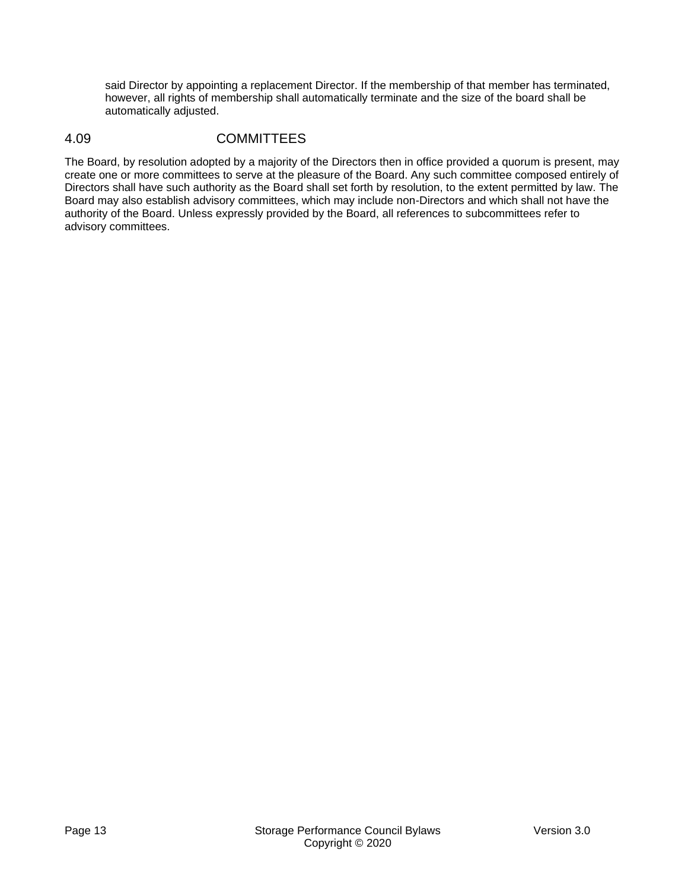said Director by appointing a replacement Director. If the membership of that member has terminated, however, all rights of membership shall automatically terminate and the size of the board shall be automatically adjusted.

## 4.09 COMMITTEES

The Board, by resolution adopted by a majority of the Directors then in office provided a quorum is present, may create one or more committees to serve at the pleasure of the Board. Any such committee composed entirely of Directors shall have such authority as the Board shall set forth by resolution, to the extent permitted by law. The Board may also establish advisory committees, which may include non-Directors and which shall not have the authority of the Board. Unless expressly provided by the Board, all references to subcommittees refer to advisory committees.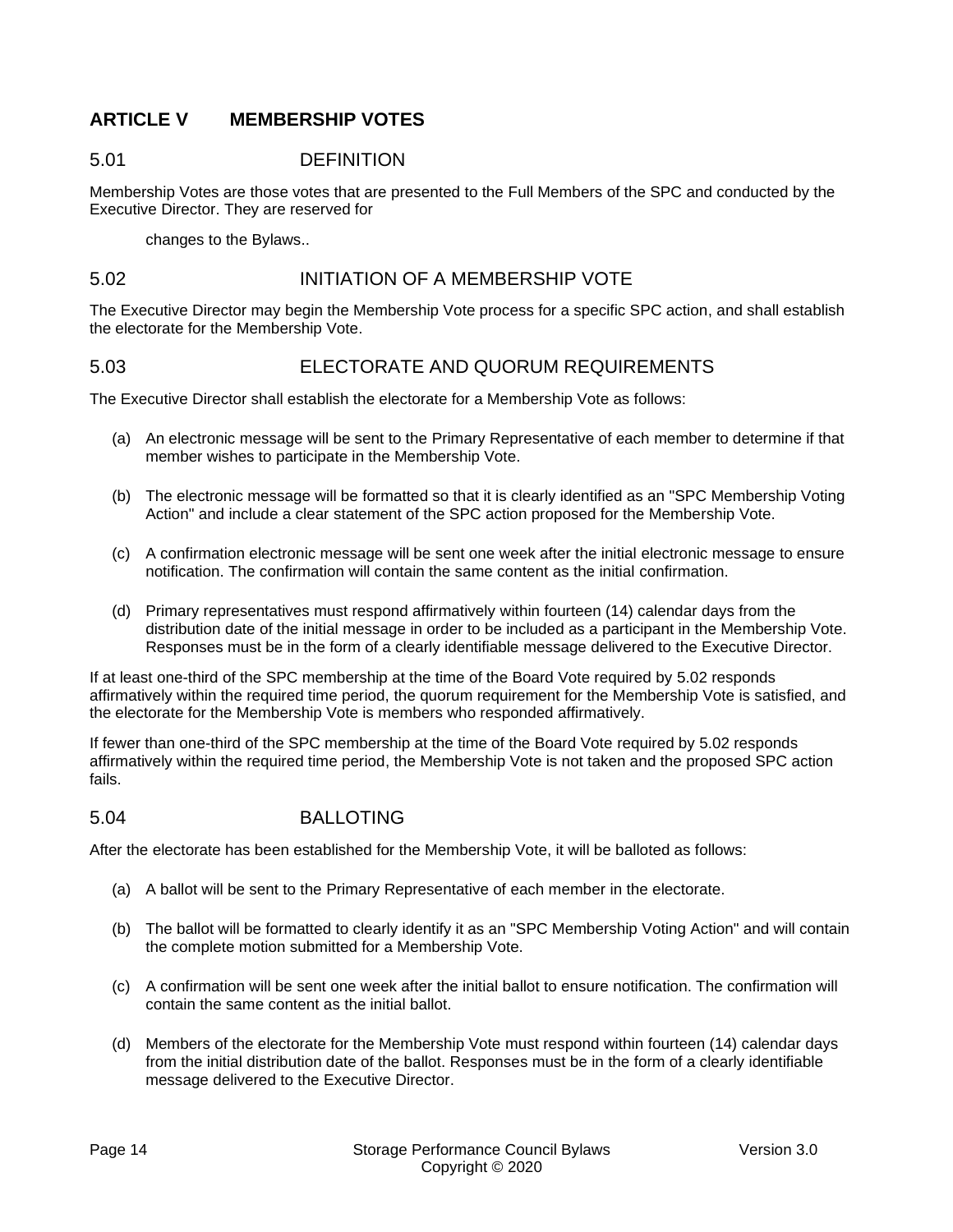## ARTICLE V MEMBERSHIP VOTES

### 5.01 DEFINITION

Membership Votes are those votes that are presented to the Full Members of the SPC and conducted by the Executive Director. They are reserved for

changes to the Bylaws..

### 5.02 INITIATION OF A MEMBERSHIP VOTE

The Executive Director may begin the Membership Vote process for a specific SPC action, and shall establish the electorate for the Membership Vote.

### 5.03 ELECTORATE AND QUORUM REQUIREMENTS

The Executive Director shall establish the electorate for a Membership Vote as follows:

(a) An electronic message will be sent to the Primary Representative of each member to determine if that member wishes to participate in the Membership Vote.

(b) The electronic message will be formatted so that it is clearly identified as an "SPC Membership Voting Action" and include a clear statement of the SPC action proposed for the Membership Vote.

(c) A confirmation electronic message will be sent one week after the initial electronic message to ensure notification. The confirmation will contain the same content as the initial confirmation.

(d) Primary representatives must respond affirmatively within fourteen (14) calendar days from the distribution date of the initial message in order to be included as a participant in the Membership Vote. Responses must be in the form of a clearly identifiable message delivered to the Executive Director.

If at least one-third of the SPC membership at the time of the Board Vote required by 5.02 responds affirmatively within the required time period, the quorum requirement for the Membership Vote is satisfied, and the electorate for the Membership Vote is members who responded affirmatively.

If fewer than one-third of the SPC membership at the time of the Board Vote required by 5.02 responds affirmatively within the required time period, the Membership Vote is not taken and the proposed SPC action fails.

### 5.04 BALLOTING

After the electorate has been established for the Membership Vote, it will be balloted as follows:

(a) A ballot will be sent to the Primary Representative of each member in the electorate.

(b) The ballot will be formatted to clearly identify it as an "SPC Membership Voting Action" and will contain the complete motion submitted for a Membership Vote.

(c) A confirmation will be sent one week after the initial ballot to ensure notification. The confirmation will contain the same content as the initial ballot.

(d) Members of the electorate for the Membership Vote must respond within fourteen (14) calendar days from the initial distribution date of the ballot. Responses must be in the form of a clearly identifiable message delivered to the Executive Director.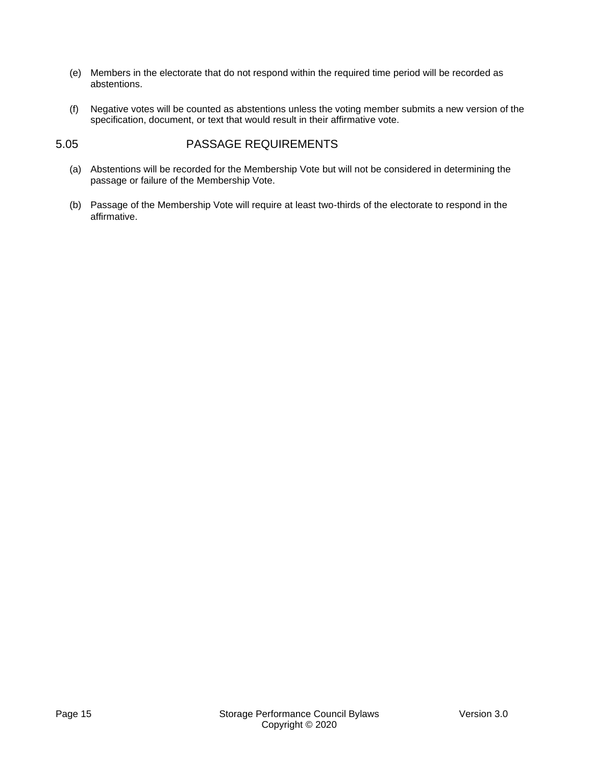(e) Members in the electorate that do not respond within the required time period will be recorded as abstentions.

(f) Negative votes will be counted as abstentions unless the voting member submits a new version of the specification, document, or text that would result in their affirmative vote.

## 5.05 PASSAGE REQUIREMENTS

(a) Abstentions will be recorded for the Membership Vote but will not be considered in determining the passage or failure of the Membership Vote.

(b) Passage of the Membership Vote will require at least two-thirds of the electorate to respond in the affirmative.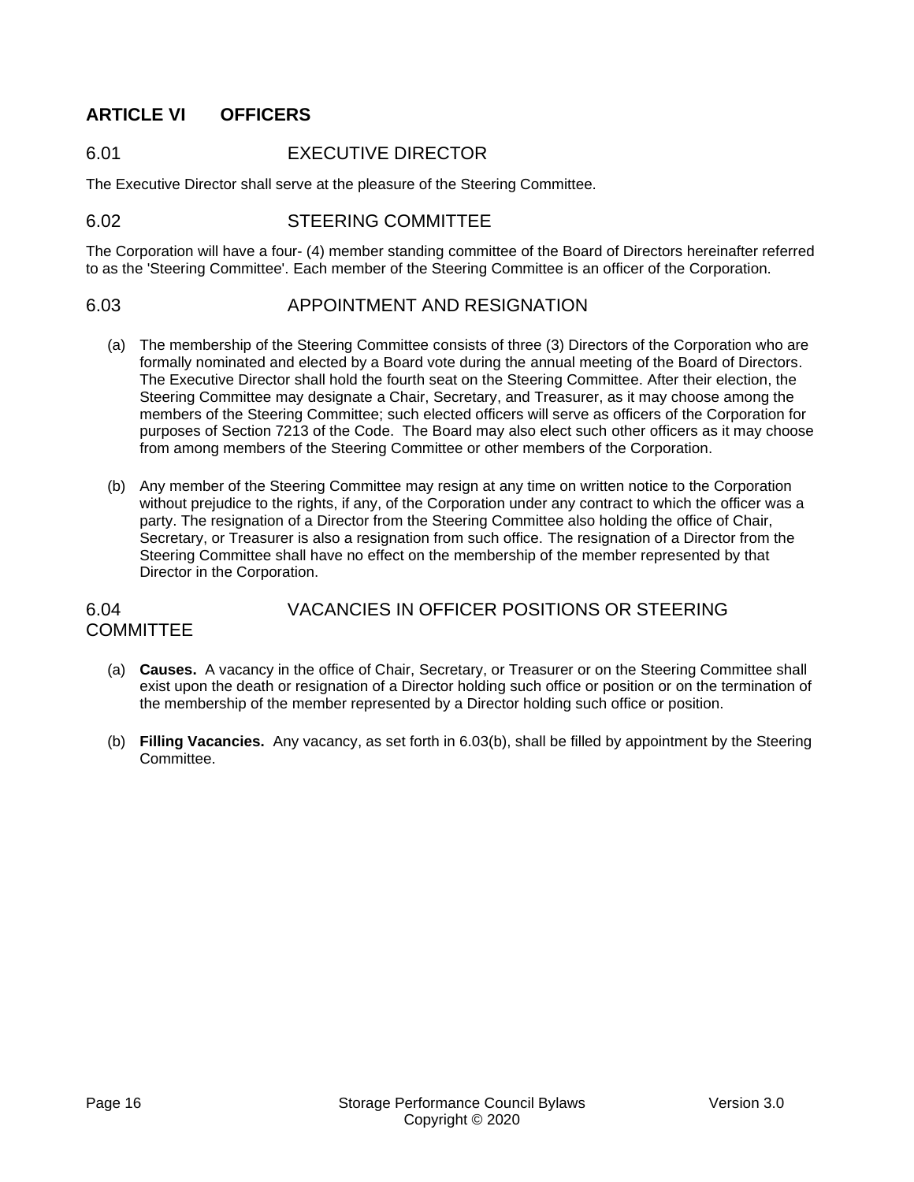## ARTICLE VI OFFICERS

### 6.01 EXECUTIVE DIRECTOR

The Executive Director shall serve at the pleasure of the Steering Committee.

### 6.02 STEERING COMMITTEE

The Corporation will have a four- (4) member standing committee of the Board of Directors hereinafter referred to as the 'Steering Committee'. Each member of the Steering Committee is an officer of the Corporation.

### 6.03 APPOINTMENT AND RESIGNATION

(a) The membership of the Steering Committee consists of three (3) Directors of the Corporation who are formally nominated and elected by a Board vote during the annual meeting of the Board of Directors. The Executive Director shall hold the fourth seat on the Steering Committee. After their election, the Steering Committee may designate a Chair, Secretary, and Treasurer, as it may choose among the members of the Steering Committee; such elected officers will serve as officers of the Corporation for purposes of Section 7213 of the Code. The Board may also elect such other officers as it may choose from among members of the Steering Committee or other members of the Corporation.

(b) Any member of the Steering Committee may resign at any time on written notice to the Corporation without prejudice to the rights, if any, of the Corporation under any contract to which the officer was a party. The resignation of a Director from the Steering Committee also holding the office of Chair, Secretary, or Treasurer is also a resignation from such office. The resignation of a Director from the Steering Committee shall have no effect on the membership of the member represented by that Director in the Corporation.

### 6.04 VACANCIES IN OFFICER POSITIONS OR STEERING COMMITTEE

(a) **Causes.** A vacancy in the office of Chair, Secretary, or Treasurer or on the Steering Committee shall exist upon the death or resignation of a Director holding such office or position or on the termination of the membership of the member represented by a Director holding such office or position.

(b) **Filling Vacancies.** Any vacancy, as set forth in 6.03(b), shall be filled by appointment by the Steering Committee.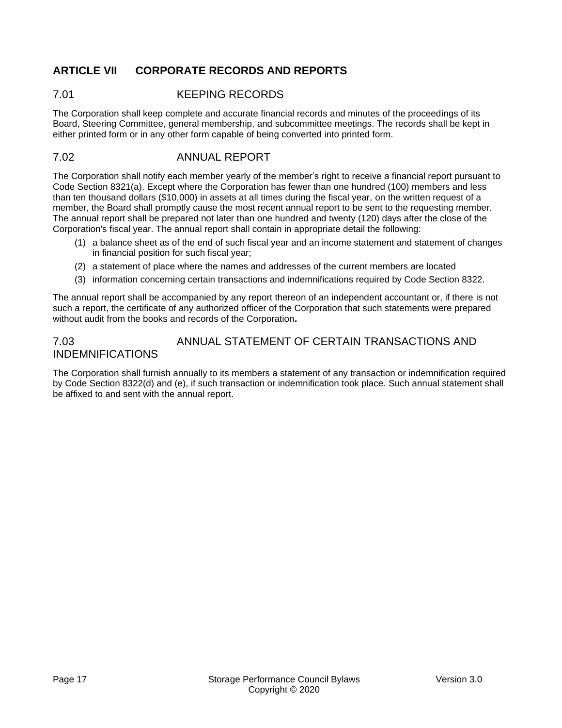## ARTICLE VII CORPORATE RECORDS AND REPORTS

### 7.01 KEEPING RECORDS

The Corporation shall keep complete and accurate financial records and minutes of the proceedings of its Board, Steering Committee, general membership, and subcommittee meetings. The records shall be kept in either printed form or in any other form capable of being converted into printed form.

### 7.02 ANNUAL REPORT

The Corporation shall notify each member yearly of the member's right to receive a financial report pursuant to Code Section 8321(a). Except where the Corporation has fewer than one hundred (100) members and less than ten thousand dollars ($10,000) in assets at all times during the fiscal year, on the written request of a member, the Board shall promptly cause the most recent annual report to be sent to the requesting member. The annual report shall be prepared not later than one hundred and twenty (120) days after the close of the Corporation's fiscal year. The annual report shall contain in appropriate detail the following:

(1) a balance sheet as of the end of such fiscal year and an income statement and statement of changes in financial position for such fiscal year;

(2) a statement of place where the names and addresses of the current members are located

(3) information concerning certain transactions and indemnifications required by Code Section 8322.

The annual report shall be accompanied by any report thereon of an independent accountant or, if there is not such a report, the certificate of any authorized officer of the Corporation that such statements were prepared without audit from the books and records of the Corporation**.**

### 7.03 ANNUAL STATEMENT OF CERTAIN TRANSACTIONS AND INDEMNIFICATIONS

The Corporation shall furnish annually to its members a statement of any transaction or indemnification required by Code Section 8322(d) and (e), if such transaction or indemnification took place. Such annual statement shall be affixed to and sent with the annual report.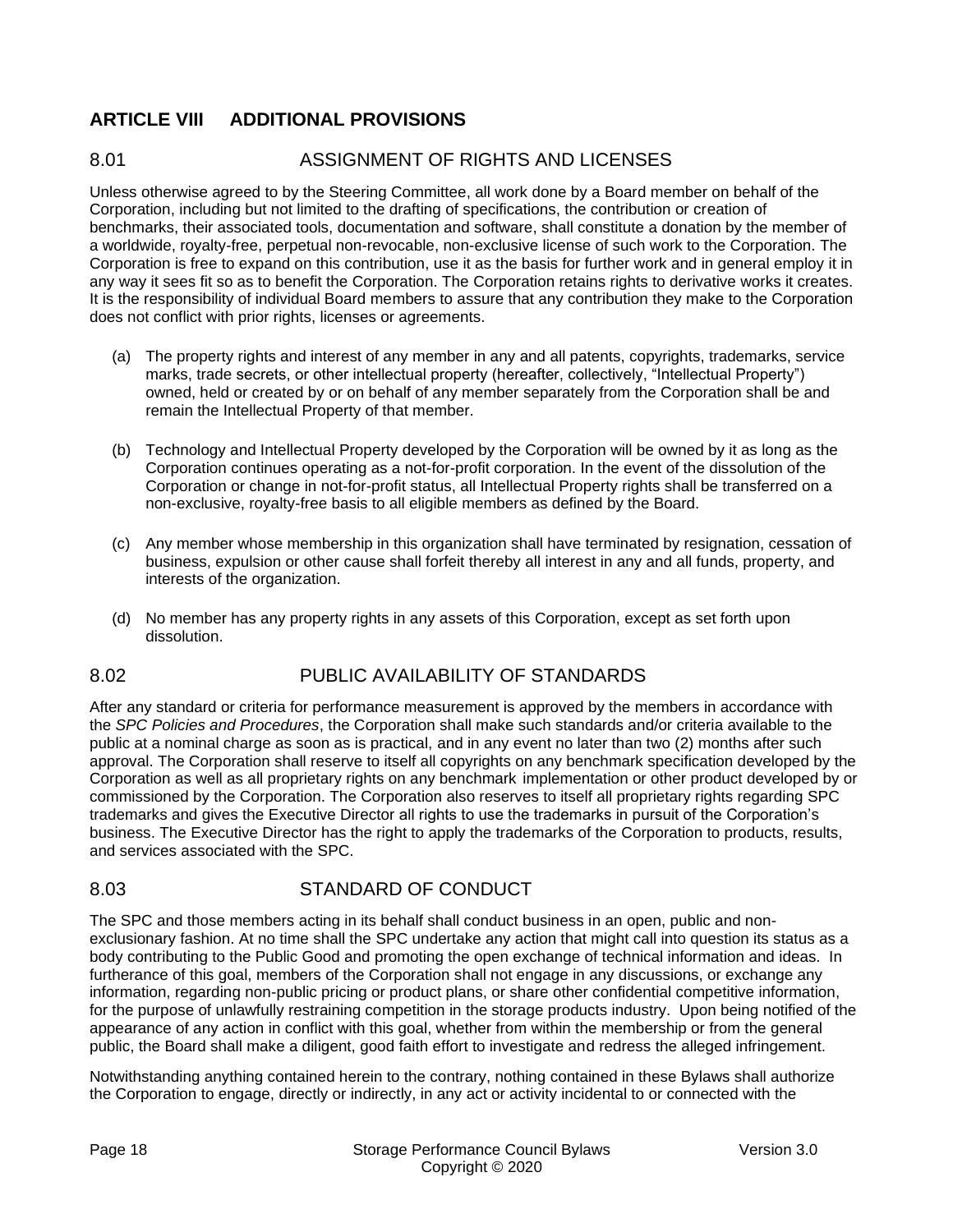## ARTICLE VIII ADDITIONAL PROVISIONS

### 8.01 ASSIGNMENT OF RIGHTS AND LICENSES

Unless otherwise agreed to by the Steering Committee, all work done by a Board member on behalf of the Corporation, including but not limited to the drafting of specifications, the contribution or creation of benchmarks, their associated tools, documentation and software, shall constitute a donation by the member of a worldwide, royalty-free, perpetual non-revocable, non-exclusive license of such work to the Corporation. The Corporation is free to expand on this contribution, use it as the basis for further work and in general employ it in any way it sees fit so as to benefit the Corporation. The Corporation retains rights to derivative works it creates. It is the responsibility of individual Board members to assure that any contribution they make to the Corporation does not conflict with prior rights, licenses or agreements.

(a) The property rights and interest of any member in any and all patents, copyrights, trademarks, service marks, trade secrets, or other intellectual property (hereafter, collectively, "Intellectual Property") owned, held or created by or on behalf of any member separately from the Corporation shall be and remain the Intellectual Property of that member.

(b) Technology and Intellectual Property developed by the Corporation will be owned by it as long as the Corporation continues operating as a not-for-profit corporation. In the event of the dissolution of the Corporation or change in not-for-profit status, all Intellectual Property rights shall be transferred on a non-exclusive, royalty-free basis to all eligible members as defined by the Board.

(c) Any member whose membership in this organization shall have terminated by resignation, cessation of business, expulsion or other cause shall forfeit thereby all interest in any and all funds, property, and interests of the organization.

(d) No member has any property rights in any assets of this Corporation, except as set forth upon dissolution.

### 8.02 PUBLIC AVAILABILITY OF STANDARDS

After any standard or criteria for performance measurement is approved by the members in accordance with the *SPC Policies and Procedures*, the Corporation shall make such standards and/or criteria available to the public at a nominal charge as soon as is practical, and in any event no later than two (2) months after such approval. The Corporation shall reserve to itself all copyrights on any benchmark specification developed by the Corporation as well as all proprietary rights on any benchmark implementation or other product developed by or commissioned by the Corporation. The Corporation also reserves to itself all proprietary rights regarding SPC trademarks and gives the Executive Director all rights to use the trademarks in pursuit of the Corporation's business. The Executive Director has the right to apply the trademarks of the Corporation to products, results, and services associated with the SPC.

### 8.03 STANDARD OF CONDUCT

The SPC and those members acting in its behalf shall conduct business in an open, public and non-exclusionary fashion. At no time shall the SPC undertake any action that might call into question its status as a body contributing to the Public Good and promoting the open exchange of technical information and ideas. In furtherance of this goal, members of the Corporation shall not engage in any discussions, or exchange any information, regarding non-public pricing or product plans, or share other confidential competitive information, for the purpose of unlawfully restraining competition in the storage products industry. Upon being notified of the appearance of any action in conflict with this goal, whether from within the membership or from the general public, the Board shall make a diligent, good faith effort to investigate and redress the alleged infringement.

Notwithstanding anything contained herein to the contrary, nothing contained in these Bylaws shall authorize the Corporation to engage, directly or indirectly, in any act or activity incidental to or connected with the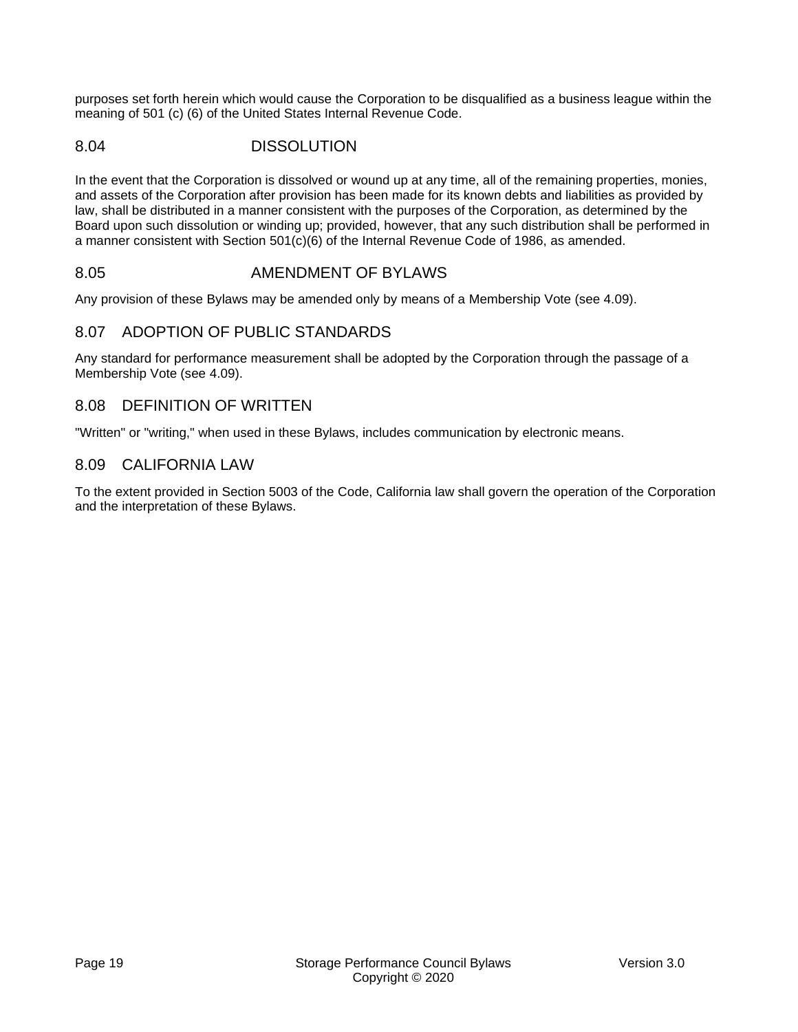purposes set forth herein which would cause the Corporation to be disqualified as a business league within the meaning of 501 (c) (6) of the United States Internal Revenue Code.

## 8.04 DISSOLUTION

In the event that the Corporation is dissolved or wound up at any time, all of the remaining properties, monies, and assets of the Corporation after provision has been made for its known debts and liabilities as provided by law, shall be distributed in a manner consistent with the purposes of the Corporation, as determined by the Board upon such dissolution or winding up; provided, however, that any such distribution shall be performed in a manner consistent with Section 501(c)(6) of the Internal Revenue Code of 1986, as amended.

## 8.05 AMENDMENT OF BYLAWS

Any provision of these Bylaws may be amended only by means of a Membership Vote (see 4.09).

## 8.07 ADOPTION OF PUBLIC STANDARDS

Any standard for performance measurement shall be adopted by the Corporation through the passage of a Membership Vote (see 4.09).

## 8.08 DEFINITION OF WRITTEN

"Written" or "writing," when used in these Bylaws, includes communication by electronic means.

## 8.09 CALIFORNIA LAW

To the extent provided in Section 5003 of the Code, California law shall govern the operation of the Corporation and the interpretation of these Bylaws.